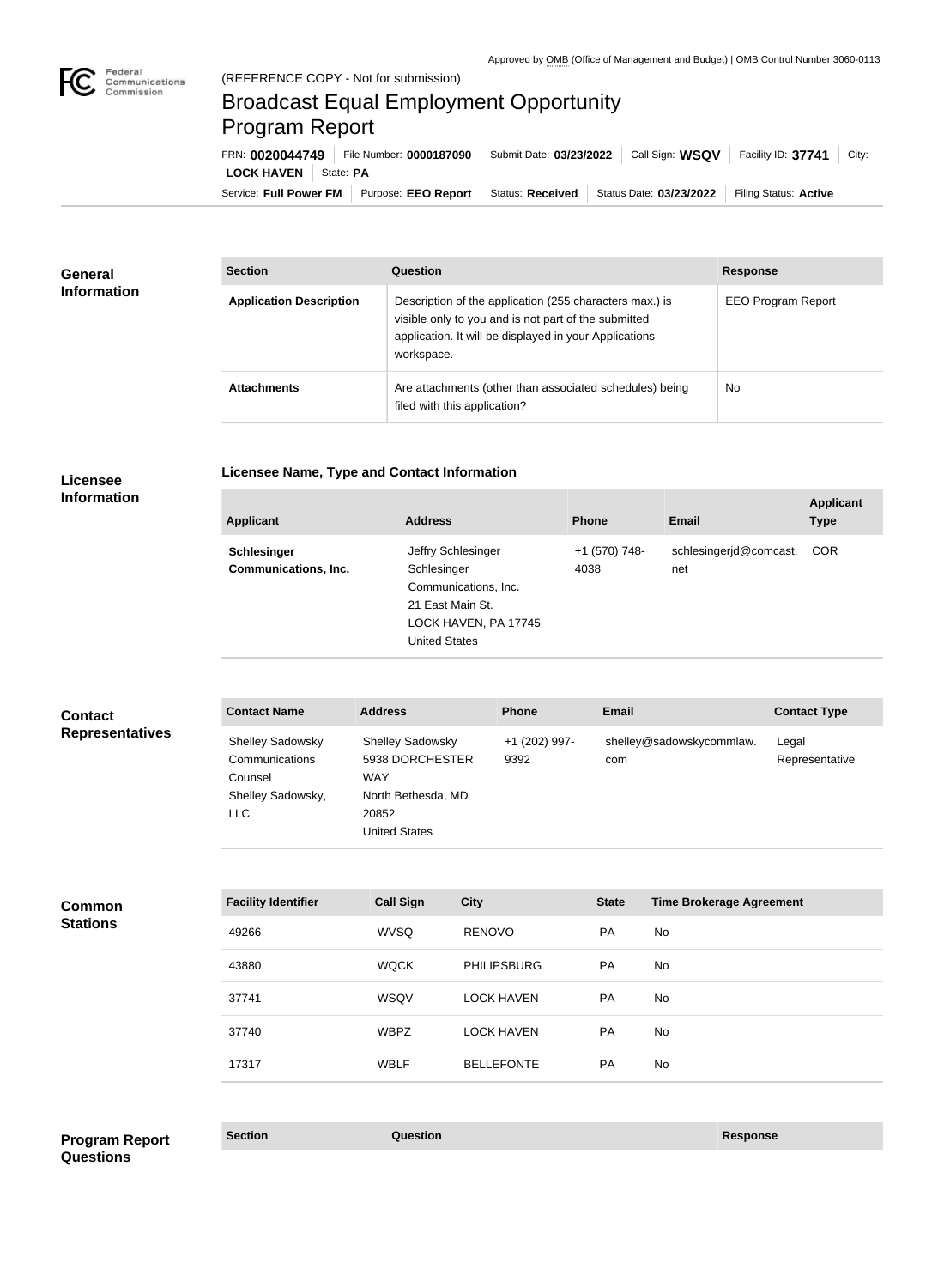Approved by OMB (Office of Management and Budget) | OMB Control Number 3060-0113

(REFERENCE COPY - Not for submission)

# Broadcast Equal Employment Opportunity Program Report

FRN: **0020044749** | File Number: **0000187090** | Submit Date: **03/23/2022** | Call Sign: **WSQV** | Facility ID: **37741** | City: **LOCK HAVEN** | State: **PA**

Service: **Full Power FM** | Purpose: **EEO Report** | Status: **Received** | Status Date: **03/23/2022** | Filing Status: **Active**

## General Information

| Section | Question | Response |
| --- | --- | --- |
| **Application Description** | Description of the application (255 characters max.) is visible only to you and is not part of the submitted application. It will be displayed in your Applications workspace. | EEO Program Report |
| **Attachments** | Are attachments (other than associated schedules) being filed with this application? | No |

## Licensee Information

### Licensee Name, Type and Contact Information

| Applicant | Address | Phone | Email | Applicant Type |
| --- | --- | --- | --- | --- |
| **Schlesinger Communications, Inc.** | Jeffry Schlesinger<br>Schlesinger Communications, Inc.<br>21 East Main St.<br>LOCK HAVEN, PA 17745<br>United States | +1 (570) 748-4038 | schlesingerjd@comcast.net | COR |

## Contact Representatives

| Contact Name | Address | Phone | Email | Contact Type |
| --- | --- | --- | --- | --- |
| Shelley Sadowsky<br>Communications Counsel<br>Shelley Sadowsky, LLC | Shelley Sadowsky<br>5938 DORCHESTER WAY<br>North Bethesda, MD 20852<br>United States | +1 (202) 997-9392 | shelley@sadowskycommlaw.com | Legal Representative |

## Common Stations

| Facility Identifier | Call Sign | City | State | Time Brokerage Agreement |
| --- | --- | --- | --- | --- |
| 49266 | WVSQ | RENOVO | PA | No |
| 43880 | WQCK | PHILIPSBURG | PA | No |
| 37741 | WSQV | LOCK HAVEN | PA | No |
| 37740 | WBPZ | LOCK HAVEN | PA | No |
| 17317 | WBLF | BELLEFONTE | PA | No |

## Program Report Questions

| Section | Question | Response |
| --- | --- | --- |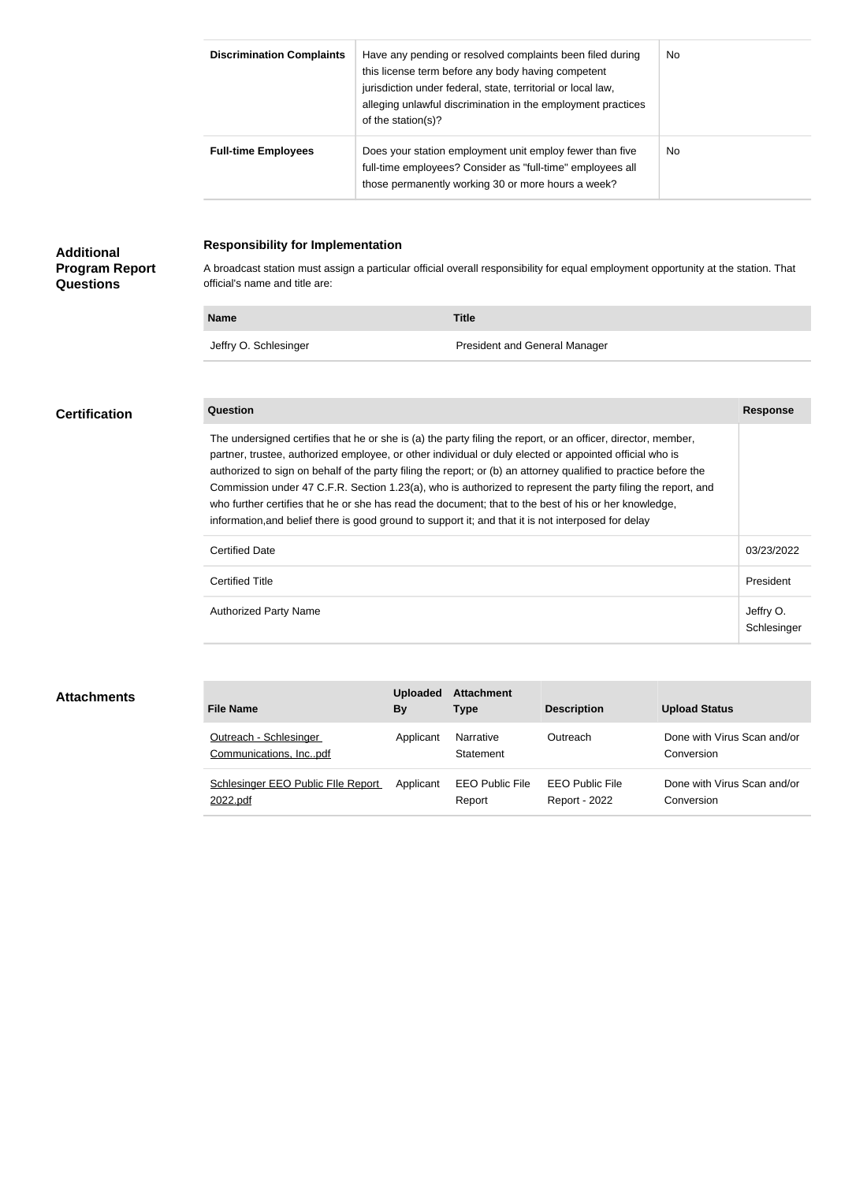| | | |
|---|---|---|
| **Discrimination Complaints** | Have any pending or resolved complaints been filed during this license term before any body having competent jurisdiction under federal, state, territorial or local law, alleging unlawful discrimination in the employment practices of the station(s)? | No |
| **Full-time Employees** | Does your station employment unit employ fewer than five full-time employees? Consider as "full-time" employees all those permanently working 30 or more hours a week? | No |

## Additional Program Report Questions

### Responsibility for Implementation

A broadcast station must assign a particular official overall responsibility for equal employment opportunity at the station. That official's name and title are:

| Name | Title |
|---|---|
| Jeffry O. Schlesinger | President and General Manager |

## Certification

| Question | Response |
|---|---|
| The undersigned certifies that he or she is (a) the party filing the report, or an officer, director, member, partner, trustee, authorized employee, or other individual or duly elected or appointed official who is authorized to sign on behalf of the party filing the report; or (b) an attorney qualified to practice before the Commission under 47 C.F.R. Section 1.23(a), who is authorized to represent the party filing the report, and who further certifies that he or she has read the document; that to the best of his or her knowledge, information,and belief there is good ground to support it; and that it is not interposed for delay | |
| Certified Date | 03/23/2022 |
| Certified Title | President |
| Authorized Party Name | Jeffry O. Schlesinger |

## Attachments

| File Name | Uploaded By | Attachment Type | Description | Upload Status |
|---|---|---|---|---|
| Outreach - Schlesinger Communications, Inc..pdf | Applicant | Narrative Statement | Outreach | Done with Virus Scan and/or Conversion |
| Schlesinger EEO Public FIle Report 2022.pdf | Applicant | EEO Public File Report | EEO Public File Report - 2022 | Done with Virus Scan and/or Conversion |